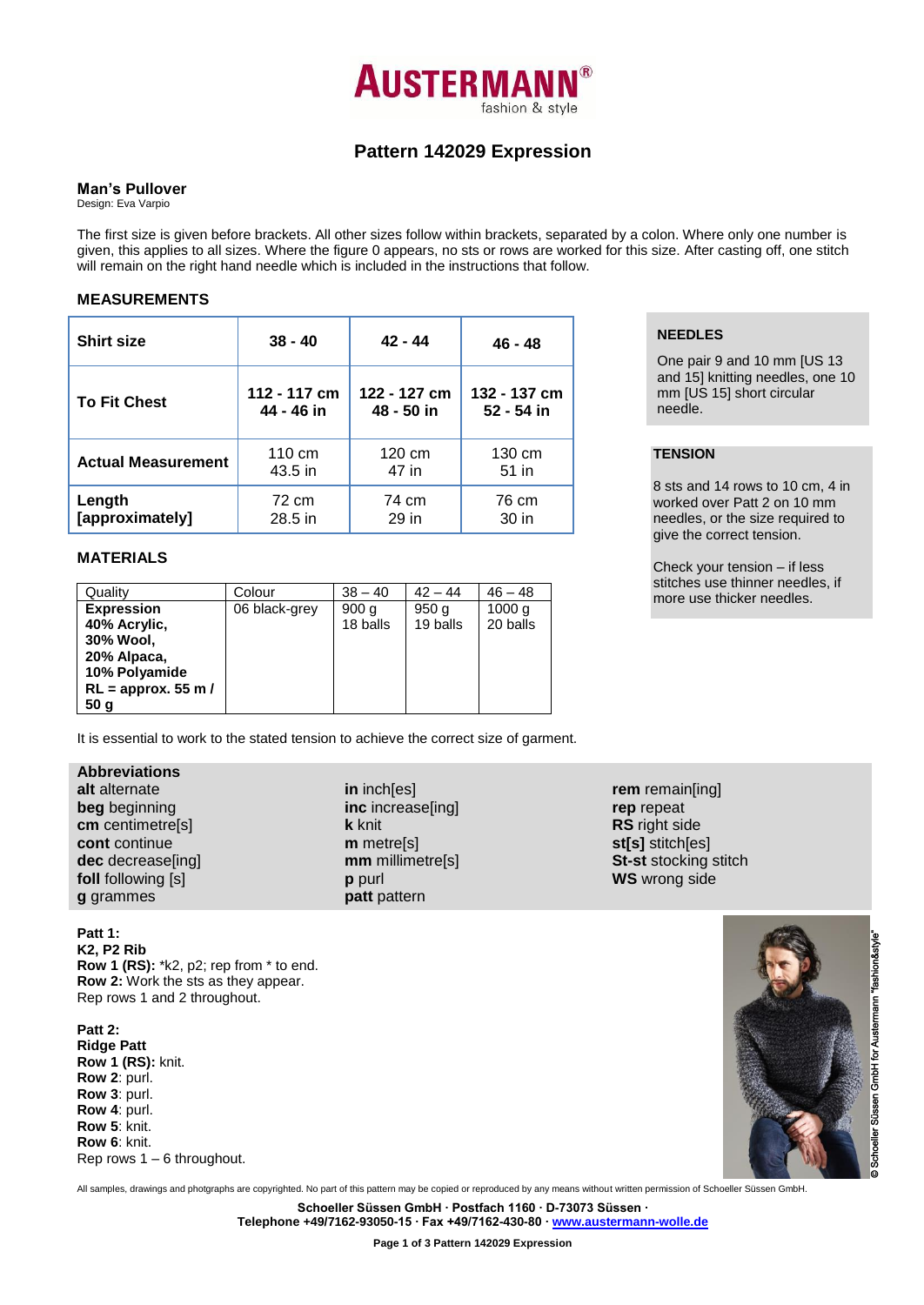# AUSTERMANN® fashion & style

## Pattern 142029 Expression

### Man's Pullover

Design: Eva Varpio

The first size is given before brackets. All other sizes follow within brackets, separated by a colon. Where only one number is given, this applies to all sizes. Where the figure 0 appears, no sts or rows are worked for this size. After casting off, one stitch will remain on the right hand needle which is included in the instructions that follow.

### MEASUREMENTS

| Shirt size | 38 - 40 | 42 - 44 | 46 - 48 |
|---|---|---|---|
| To Fit Chest | 112 - 117 cm 44 - 46 in | 122 - 127 cm 48 - 50 in | 132 - 137 cm 52 - 54 in |
| Actual Measurement | 110 cm 43.5 in | 120 cm 47 in | 130 cm 51 in |
| Length [approximately] | 72 cm 28.5 in | 74 cm 29 in | 76 cm 30 in |

### NEEDLES

One pair 9 and 10 mm [US 13 and 15] knitting needles, one 10 mm [US 15] short circular needle.

### TENSION

8 sts and 14 rows to 10 cm, 4 in worked over Patt 2 on 10 mm needles, or the size required to give the correct tension.

Check your tension – if less stitches use thinner needles, if more use thicker needles.

### MATERIALS

| Quality | Colour | 38 – 40 | 42 – 44 | 46 – 48 |
|---|---|---|---|---|
| **Expression 40% Acrylic, 30% Wool, 20% Alpaca, 10% Polyamide RL = approx. 55 m / 50 g** | 06 black-grey | 900 g 18 balls | 950 g 19 balls | 1000 g 20 balls |

It is essential to work to the stated tension to achieve the correct size of garment.

### Abbreviations

**alt** alternate
**beg** beginning
**cm** centimetre[s]
**cont** continue
**dec** decrease[ing]
**foll** following [s]
**g** grammes
**in** inch[es]
**inc** increase[ing]
**k** knit
**m** metre[s]
**mm** millimetre[s]
**p** purl
**patt** pattern
**rem** remain[ing]
**rep** repeat
**RS** right side
**st[s]** stitch[es]
**St-st** stocking stitch
**WS** wrong side

**Patt 1:**
**K2, P2 Rib**
**Row 1 (RS):** *k2, p2; rep from * to end.
**Row 2:** Work the sts as they appear.
Rep rows 1 and 2 throughout.

**Patt 2:**
**Ridge Patt**
**Row 1 (RS):** knit.
**Row 2**: purl.
**Row 3**: purl.
**Row 4**: purl.
**Row 5**: knit.
**Row 6**: knit.
Rep rows 1 – 6 throughout.

© Schoeller Süssen GmbH for Austermann "fashion&style"

All samples, drawings and photgraphs are copyrighted. No part of this pattern may be copied or reproduced by any means without written permission of Schoeller Süssen GmbH.

Schoeller Süssen GmbH · Postfach 1160 · D-73073 Süssen · Telephone +49/7162-93050-15 · Fax +49/7162-430-80 · www.austermann-wolle.de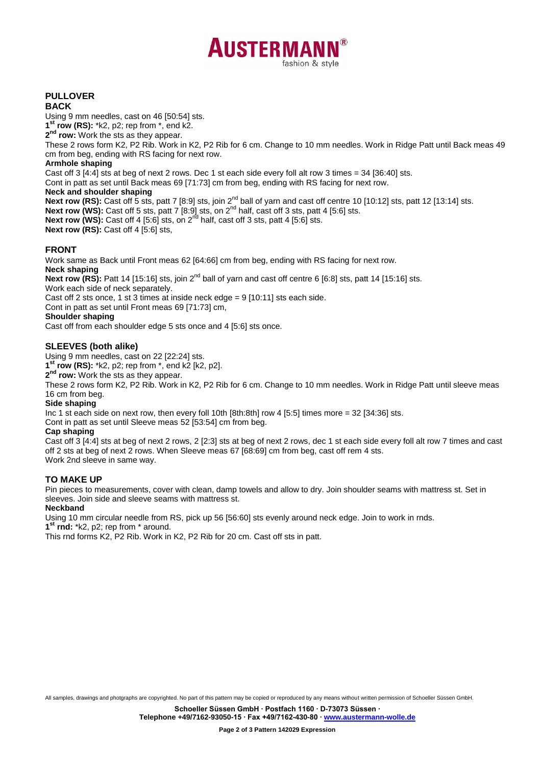# PULLOVER

## BACK

Using 9 mm needles, cast on 46 [50:54] sts.

**1st row (RS):** *k2, p2; rep from *, end k2.

**2nd row:** Work the sts as they appear.

These 2 rows form K2, P2 Rib. Work in K2, P2 Rib for 6 cm. Change to 10 mm needles. Work in Ridge Patt until Back meas 49 cm from beg, ending with RS facing for next row.

**Armhole shaping**

Cast off 3 [4:4] sts at beg of next 2 rows. Dec 1 st each side every foll alt row 3 times = 34 [36:40] sts.

Cont in patt as set until Back meas 69 [71:73] cm from beg, ending with RS facing for next row.

**Neck and shoulder shaping**

**Next row (RS):** Cast off 5 sts, patt 7 [8:9] sts, join 2nd ball of yarn and cast off centre 10 [10:12] sts, patt 12 [13:14] sts.

**Next row (WS):** Cast off 5 sts, patt 7 [8:9] sts, on 2nd half, cast off 3 sts, patt 4 [5:6] sts.

**Next row (WS):** Cast off 4 [5:6] sts, on 2nd half, cast off 3 sts, patt 4 [5:6] sts.

**Next row (RS):** Cast off 4 [5:6] sts,

## FRONT

Work same as Back until Front meas 62 [64:66] cm from beg, ending with RS facing for next row.

**Neck shaping**

**Next row (RS):** Patt 14 [15:16] sts, join 2nd ball of yarn and cast off centre 6 [6:8] sts, patt 14 [15:16] sts.

Work each side of neck separately.

Cast off 2 sts once, 1 st 3 times at inside neck edge = 9 [10:11] sts each side.

Cont in patt as set until Front meas 69 [71:73] cm,

**Shoulder shaping**

Cast off from each shoulder edge 5 sts once and 4 [5:6] sts once.

## SLEEVES (both alike)

Using 9 mm needles, cast on 22 [22:24] sts.

**1st row (RS):** *k2, p2; rep from *, end k2 [k2, p2].

**2nd row:** Work the sts as they appear.

These 2 rows form K2, P2 Rib. Work in K2, P2 Rib for 6 cm. Change to 10 mm needles. Work in Ridge Patt until sleeve meas 16 cm from beg.

**Side shaping**

Inc 1 st each side on next row, then every foll 10th [8th:8th] row 4 [5:5] times more = 32 [34:36] sts.

Cont in patt as set until Sleeve meas 52 [53:54] cm from beg.

**Cap shaping**

Cast off 3 [4:4] sts at beg of next 2 rows, 2 [2:3] sts at beg of next 2 rows, dec 1 st each side every foll alt row 7 times and cast off 2 sts at beg of next 2 rows. When Sleeve meas 67 [68:69] cm from beg, cast off rem 4 sts.

Work 2nd sleeve in same way.

## TO MAKE UP

Pin pieces to measurements, cover with clean, damp towels and allow to dry. Join shoulder seams with mattress st. Set in sleeves. Join side and sleeve seams with mattress st.

**Neckband**

Using 10 mm circular needle from RS, pick up 56 [56:60] sts evenly around neck edge. Join to work in rnds.

**1st rnd:** *k2, p2; rep from * around.

This rnd forms K2, P2 Rib. Work in K2, P2 Rib for 20 cm. Cast off sts in patt.

All samples, drawings and photographs are copyrighted. No part of this pattern may be copied or reproduced by any means without written permission of Schoeller Süssen GmbH.

**Schoeller Süssen GmbH · Postfach 1160 · D-73073 Süssen ·**
**Telephone +49/7162-93050-15 · Fax +49/7162-430-80 · www.austermann-wolle.de**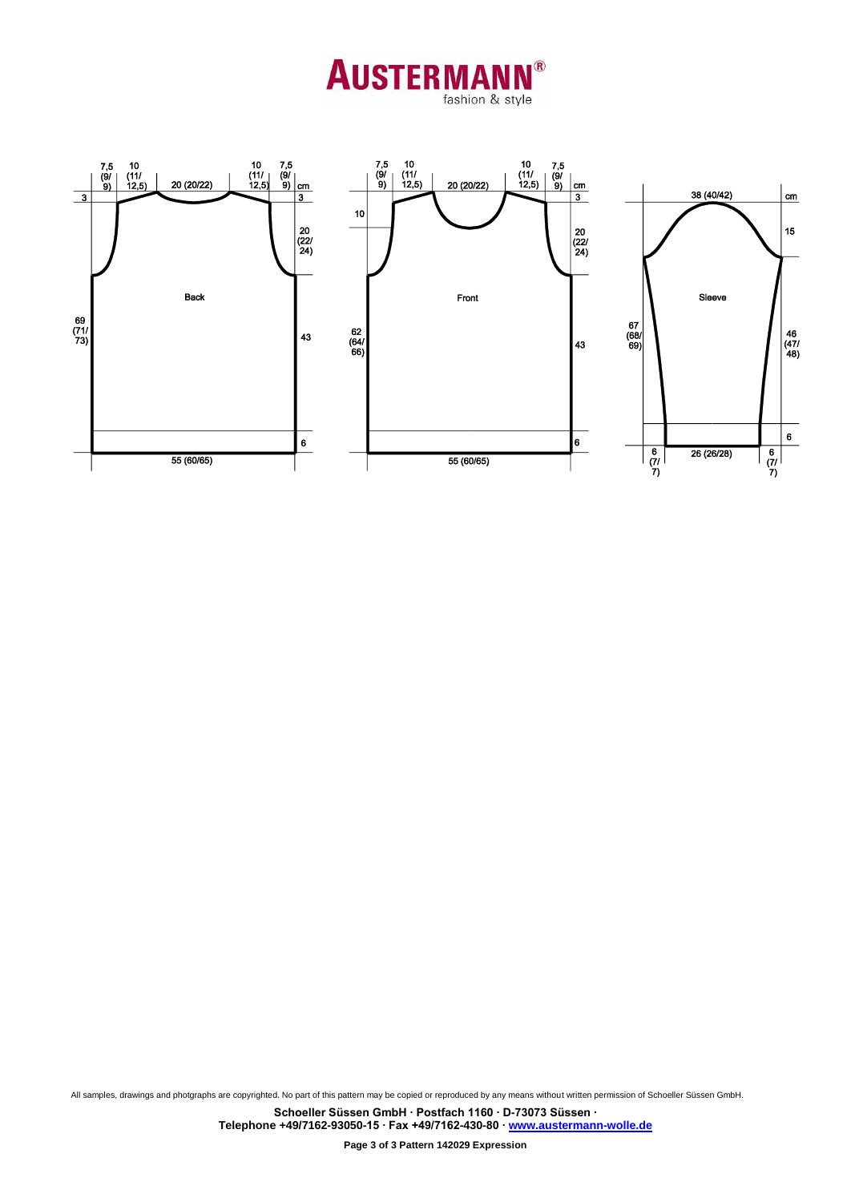**AUSTERMANN®**
fashion & style

Back

7,5 (9/ 9) | 10 (11/ 12,5) | 20 (20/22) | 10 (11/ 12,5) | 7,5 (9/ 9) cm

3

20 (22/ 24)

69 (71/ 73)

43

6

55 (60/65)

Front

7,5 (9/ 9) | 10 (11/ 12,5) | 20 (20/22) | 10 (11/ 12,5) | 7,5 (9/ 9) cm

3

10

20 (22/ 24)

62 (64/ 66)

43

6

55 (60/65)

Sleeve

38 (40/42) cm

15

67 (68/ 69)

46 (47/ 48)

6

6 (7/ 7) | 26 (26/28) | 6 (7/ 7)

All samples, drawings and photgraphs are copyrighted. No part of this pattern may be copied or reproduced by any means without written permission of Schoeller Süssen GmbH.

**Schoeller Süssen GmbH · Postfach 1160 · D-73073 Süssen ·**
**Telephone +49/7162-93050-15 · Fax +49/7162-430-80 · www.austermann-wolle.de**

**Page 3 of 3 Pattern 142029 Expression**